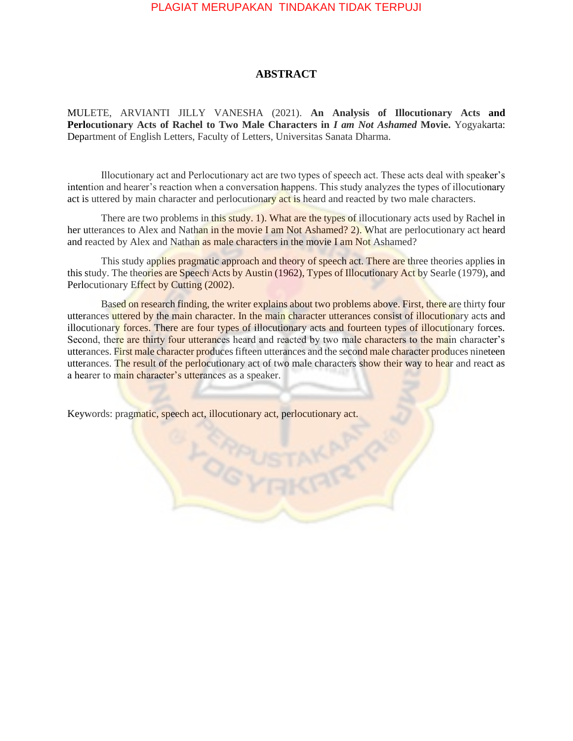# ABSTRACT

MULETE, ARVIANTI JILLY VANESHA (2021). **An Analysis of Illocutionary Acts and Perlocutionary Acts of Rachel to Two Male Characters in *I am Not Ashamed* Movie.** Yogyakarta: Department of English Letters, Faculty of Letters, Universitas Sanata Dharma.

Illocutionary act and Perlocutionary act are two types of speech act. These acts deal with speaker's intention and hearer's reaction when a conversation happens. This study analyzes the types of illocutionary act is uttered by main character and perlocutionary act is heard and reacted by two male characters.

There are two problems in this study. 1). What are the types of illocutionary acts used by Rachel in her utterances to Alex and Nathan in the movie I am Not Ashamed? 2). What are perlocutionary act heard and reacted by Alex and Nathan as male characters in the movie I am Not Ashamed?

This study applies pragmatic approach and theory of speech act. There are three theories applies in this study. The theories are Speech Acts by Austin (1962), Types of Illocutionary Act by Searle (1979), and Perlocutionary Effect by Cutting (2002).

Based on research finding, the writer explains about two problems above. First, there are thirty four utterances uttered by the main character. In the main character utterances consist of illocutionary acts and illocutionary forces. There are four types of illocutionary acts and fourteen types of illocutionary forces. Second, there are thirty four utterances heard and reacted by two male characters to the main character's utterances. First male character produces fifteen utterances and the second male character produces nineteen utterances. The result of the perlocutionary act of two male characters show their way to hear and react as a hearer to main character's utterances as a speaker.

Keywords: pragmatic, speech act, illocutionary act, perlocutionary act.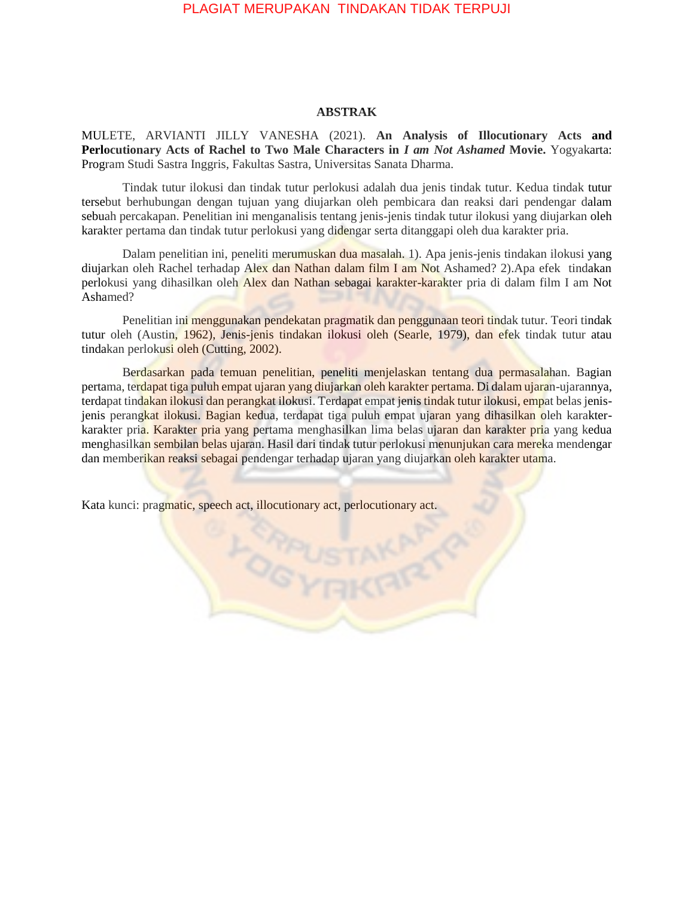# ABSTRAK

MULETE, ARVIANTI JILLY VANESHA (2021). **An Analysis of Illocutionary Acts and Perlocutionary Acts of Rachel to Two Male Characters in *I am Not Ashamed* Movie.** Yogyakarta: Program Studi Sastra Inggris, Fakultas Sastra, Universitas Sanata Dharma.

Tindak tutur ilokusi dan tindak tutur perlokusi adalah dua jenis tindak tutur. Kedua tindak tutur tersebut berhubungan dengan tujuan yang diujarkan oleh pembicara dan reaksi dari pendengar dalam sebuah percakapan. Penelitian ini menganalisis tentang jenis-jenis tindak tutur ilokusi yang diujarkan oleh karakter pertama dan tindak tutur perlokusi yang didengar serta ditanggapi oleh dua karakter pria.

Dalam penelitian ini, peneliti merumuskan dua masalah. 1). Apa jenis-jenis tindakan ilokusi yang diujarkan oleh Rachel terhadap Alex dan Nathan dalam film I am Not Ashamed? 2).Apa efek tindakan perlokusi yang dihasilkan oleh Alex dan Nathan sebagai karakter-karakter pria di dalam film I am Not Ashamed?

Penelitian ini menggunakan pendekatan pragmatik dan penggunaan teori tindak tutur. Teori tindak tutur oleh (Austin, 1962), Jenis-jenis tindakan ilokusi oleh (Searle, 1979), dan efek tindak tutur atau tindakan perlokusi oleh (Cutting, 2002).

Berdasarkan pada temuan penelitian, peneliti menjelaskan tentang dua permasalahan. Bagian pertama, terdapat tiga puluh empat ujaran yang diujarkan oleh karakter pertama. Di dalam ujaran-ujarannya, terdapat tindakan ilokusi dan perangkat ilokusi. Terdapat empat jenis tindak tutur ilokusi, empat belas jenis-jenis perangkat ilokusi. Bagian kedua, terdapat tiga puluh empat ujaran yang dihasilkan oleh karakter-karakter pria. Karakter pria yang pertama menghasilkan lima belas ujaran dan karakter pria yang kedua menghasilkan sembilan belas ujaran. Hasil dari tindak tutur perlokusi menunjukan cara mereka mendengar dan memberikan reaksi sebagai pendengar terhadap ujaran yang diujarkan oleh karakter utama.

Kata kunci: pragmatic, speech act, illocutionary act, perlocutionary act.